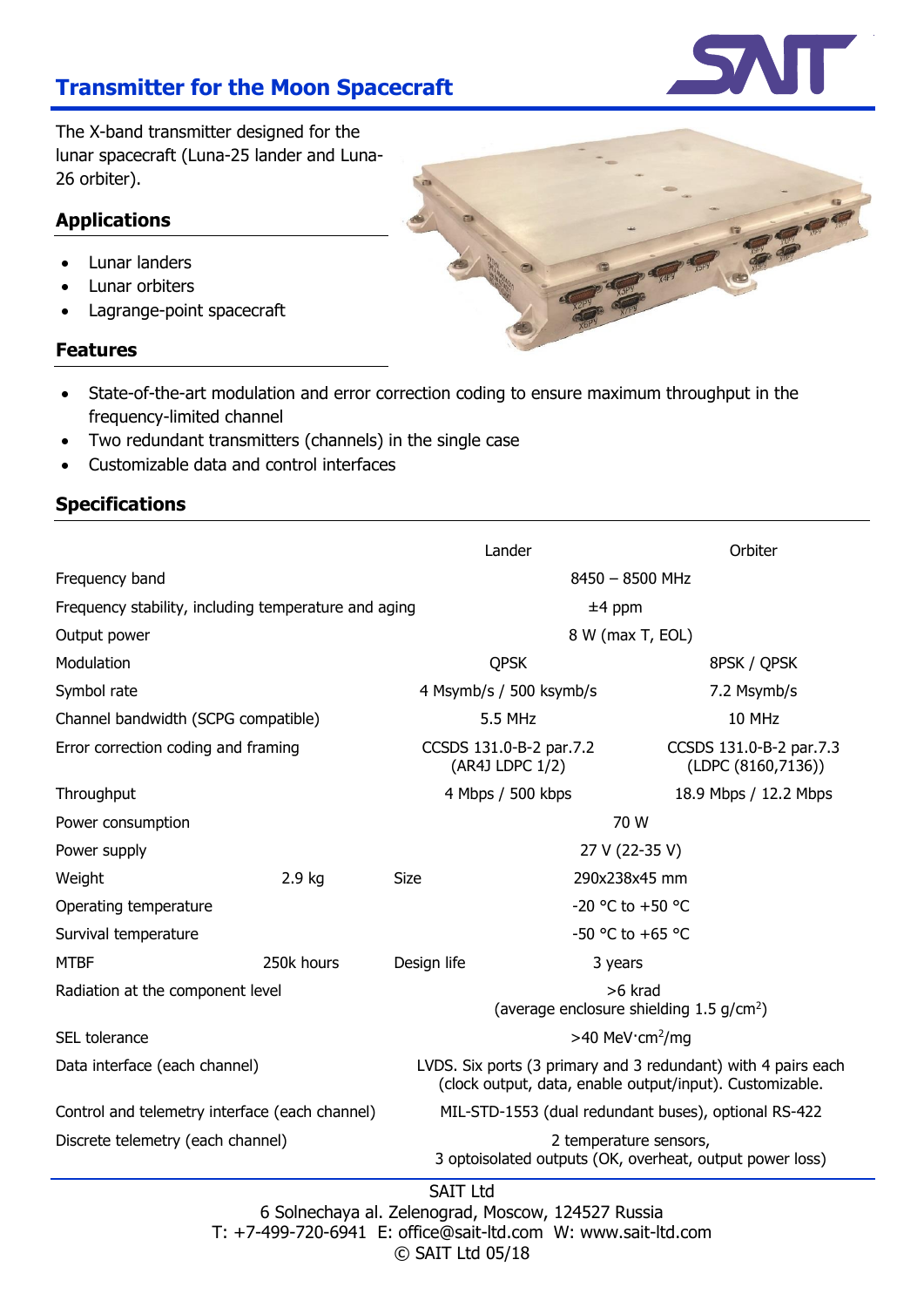# Transmitter for the Moon Spacecraft

The X-band transmitter designed for the lunar spacecraft (Luna-25 lander and Luna-26 orbiter).

## Applications

- Lunar landers
- Lunar orbiters
- Lagrange-point spacecraft

## Features

- State-of-the-art modulation and error correction coding to ensure maximum throughput in the frequency-limited channel
- Two redundant transmitters (channels) in the single case
- Customizable data and control interfaces

## Specifications

| | | | Lander | Orbiter |
|---|---|---|---|---|
| Frequency band | | | 8450 – 8500 MHz | |
| Frequency stability, including temperature and aging | | | ±4 ppm | |
| Output power | | | 8 W (max T, EOL) | |
| Modulation | | | QPSK | 8PSK / QPSK |
| Symbol rate | | | 4 Msymb/s / 500 ksymb/s | 7.2 Msymb/s |
| Channel bandwidth (SCPG compatible) | | | 5.5 MHz | 10 MHz |
| Error correction coding and framing | | | CCSDS 131.0-B-2 par.7.2 (AR4J LDPC 1/2) | CCSDS 131.0-B-2 par.7.3 (LDPC (8160,7136)) |
| Throughput | | | 4 Mbps / 500 kbps | 18.9 Mbps / 12.2 Mbps |
| Power consumption | | | 70 W | |
| Power supply | | | 27 V (22-35 V) | |
| Weight | 2.9 kg | Size | 290x238x45 mm | |
| Operating temperature | | | -20 °C to +50 °C | |
| Survival temperature | | | -50 °C to +65 °C | |
| MTBF | 250k hours | Design life | 3 years | |
| Radiation at the component level | | | >6 krad (average enclosure shielding 1.5 g/cm$^2$) | |
| SEL tolerance | | | >40 MeV·cm$^2$/mg | |
| Data interface (each channel) | | | LVDS. Six ports (3 primary and 3 redundant) with 4 pairs each (clock output, data, enable output/input). Customizable. | |
| Control and telemetry interface (each channel) | | | MIL-STD-1553 (dual redundant buses), optional RS-422 | |
| Discrete telemetry (each channel) | | | 2 temperature sensors, 3 optoisolated outputs (OK, overheat, output power loss) | |

SAIT Ltd
6 Solnechaya al. Zelenograd, Moscow, 124527 Russia
T: +7-499-720-6941 E: office@sait-ltd.com W: www.sait-ltd.com
© SAIT Ltd 05/18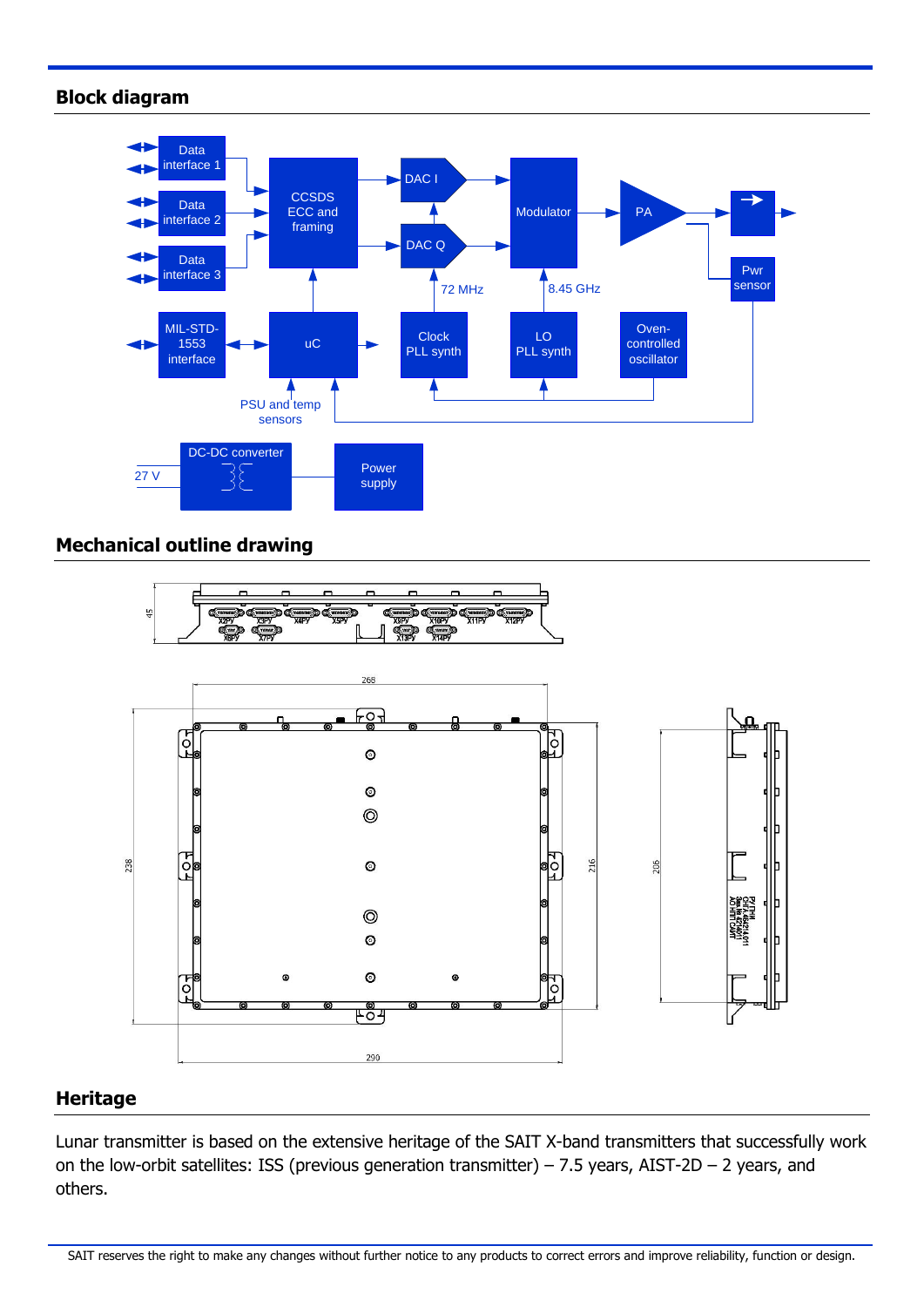## Block diagram

Data interface 1

Data interface 2

Data interface 3

CCSDS ECC and framing

DAC I

DAC Q

Modulator

PA

Pwr sensor

MIL-STD-1553 interface

uC

Clock PLL synth

LO PLL synth

Oven-controlled oscillator

72 MHz

8.45 GHz

PSU and temp sensors

DC-DC converter

27 V

Power supply

## Mechanical outline drawing

45

X2PY X3PY X4PY X5PY X9PY X10PY X11PY X12PY

X6PY X7PY X13PY X14PY

268

238

216

206

290

## Heritage

Lunar transmitter is based on the extensive heritage of the SAIT X-band transmitters that successfully work on the low-orbit satellites: ISS (previous generation transmitter) – 7.5 years, AIST-2D – 2 years, and others.